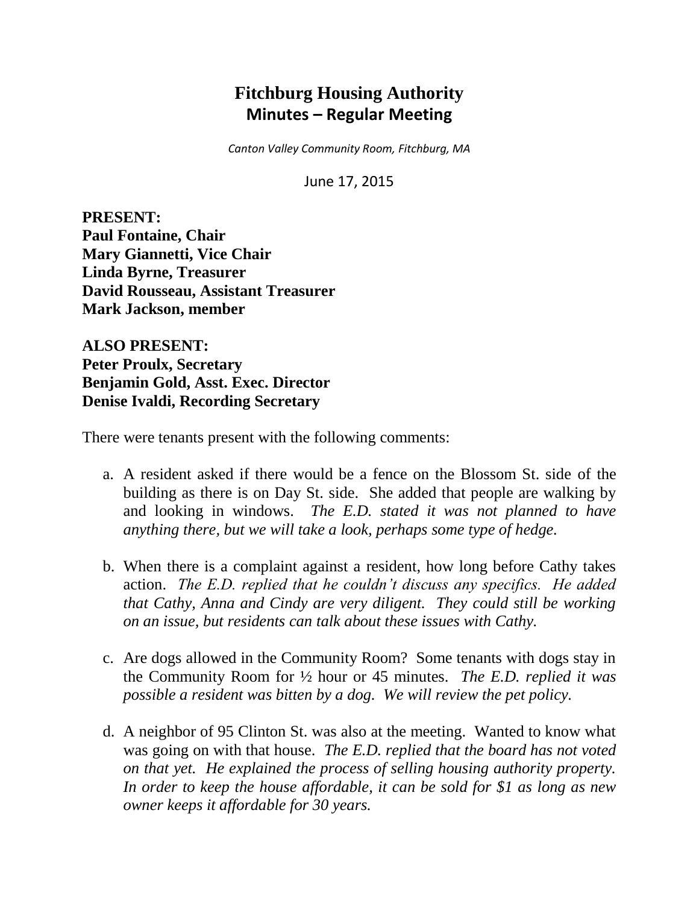# Fitchburg Housing Authority
## Minutes – Regular Meeting

*Canton Valley Community Room, Fitchburg, MA*

June 17, 2015

**PRESENT:**
**Paul Fontaine, Chair**
**Mary Giannetti, Vice Chair**
**Linda Byrne, Treasurer**
**David Rousseau, Assistant Treasurer**
**Mark Jackson, member**

**ALSO PRESENT:**
**Peter Proulx, Secretary**
**Benjamin Gold, Asst. Exec. Director**
**Denise Ivaldi, Recording Secretary**

There were tenants present with the following comments:

a. A resident asked if there would be a fence on the Blossom St. side of the building as there is on Day St. side. She added that people are walking by and looking in windows. *The E.D. stated it was not planned to have anything there, but we will take a look, perhaps some type of hedge.*

b. When there is a complaint against a resident, how long before Cathy takes action. *The E.D. replied that he couldn't discuss any specifics. He added that Cathy, Anna and Cindy are very diligent. They could still be working on an issue, but residents can talk about these issues with Cathy.*

c. Are dogs allowed in the Community Room? Some tenants with dogs stay in the Community Room for ½ hour or 45 minutes. *The E.D. replied it was possible a resident was bitten by a dog. We will review the pet policy.*

d. A neighbor of 95 Clinton St. was also at the meeting. Wanted to know what was going on with that house. *The E.D. replied that the board has not voted on that yet. He explained the process of selling housing authority property. In order to keep the house affordable, it can be sold for $1 as long as new owner keeps it affordable for 30 years.*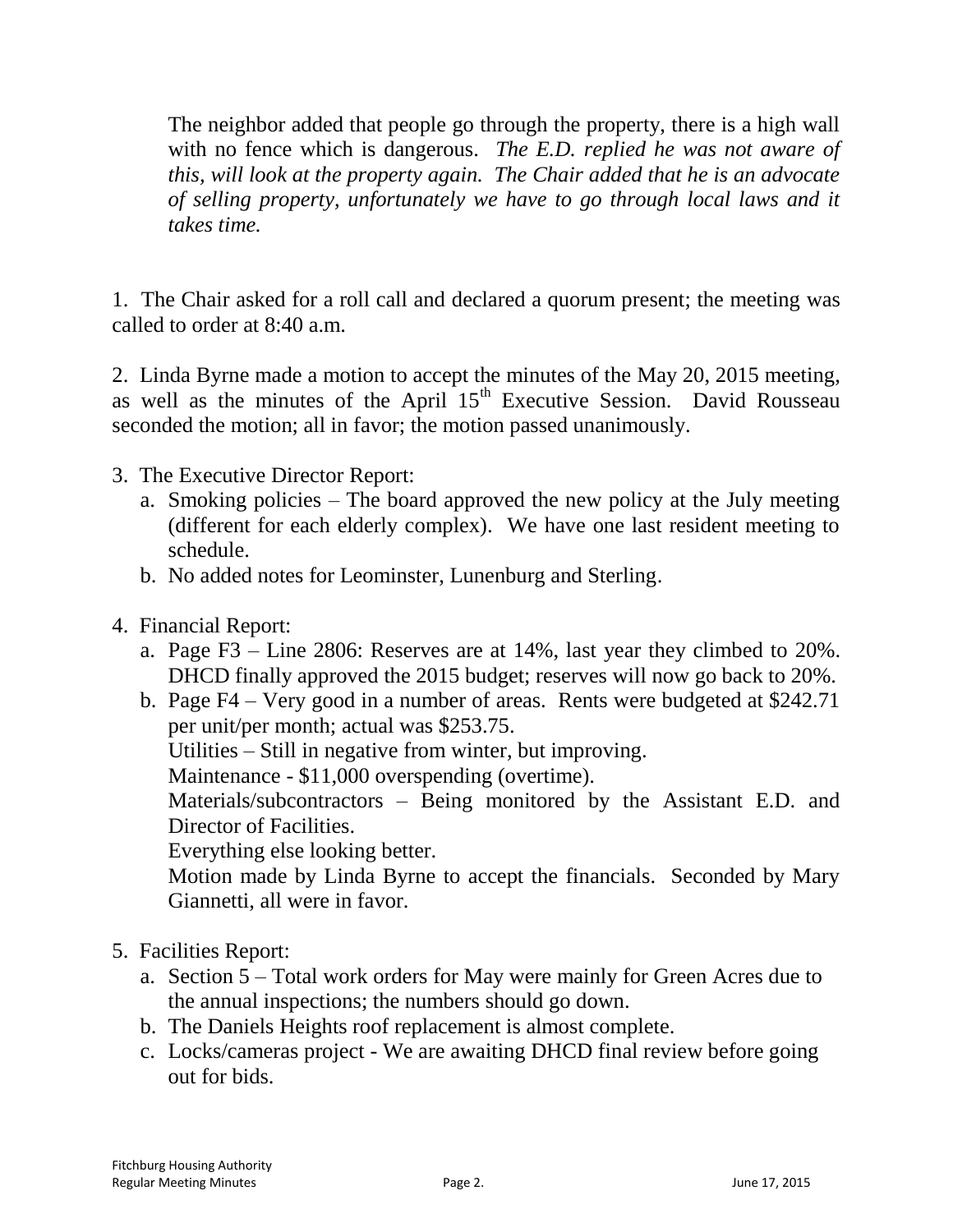The neighbor added that people go through the property, there is a high wall with no fence which is dangerous. *The E.D. replied he was not aware of this, will look at the property again. The Chair added that he is an advocate of selling property, unfortunately we have to go through local laws and it takes time.*

1. The Chair asked for a roll call and declared a quorum present; the meeting was called to order at 8:40 a.m.

2. Linda Byrne made a motion to accept the minutes of the May 20, 2015 meeting, as well as the minutes of the April 15th Executive Session. David Rousseau seconded the motion; all in favor; the motion passed unanimously.

3. The Executive Director Report:
   a. Smoking policies – The board approved the new policy at the July meeting (different for each elderly complex). We have one last resident meeting to schedule.
   b. No added notes for Leominster, Lunenburg and Sterling.

4. Financial Report:
   a. Page F3 – Line 2806: Reserves are at 14%, last year they climbed to 20%. DHCD finally approved the 2015 budget; reserves will now go back to 20%.
   b. Page F4 – Very good in a number of areas. Rents were budgeted at $242.71 per unit/per month; actual was $253.75.
      Utilities – Still in negative from winter, but improving.
      Maintenance - $11,000 overspending (overtime).
      Materials/subcontractors – Being monitored by the Assistant E.D. and Director of Facilities.
      Everything else looking better.
      Motion made by Linda Byrne to accept the financials. Seconded by Mary Giannetti, all were in favor.

5. Facilities Report:
   a. Section 5 – Total work orders for May were mainly for Green Acres due to the annual inspections; the numbers should go down.
   b. The Daniels Heights roof replacement is almost complete.
   c. Locks/cameras project - We are awaiting DHCD final review before going out for bids.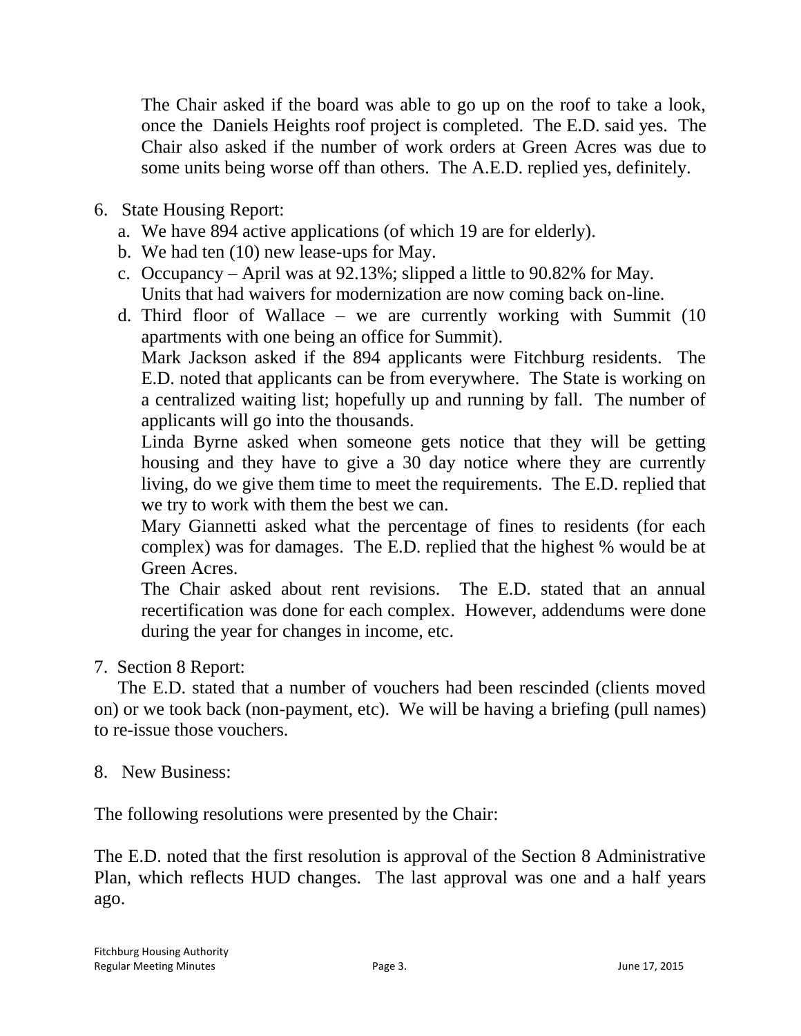The Chair asked if the board was able to go up on the roof to take a look, once the Daniels Heights roof project is completed. The E.D. said yes. The Chair also asked if the number of work orders at Green Acres was due to some units being worse off than others. The A.E.D. replied yes, definitely.

6. State Housing Report:
   a. We have 894 active applications (of which 19 are for elderly).
   b. We had ten (10) new lease-ups for May.
   c. Occupancy – April was at 92.13%; slipped a little to 90.82% for May. Units that had waivers for modernization are now coming back on-line.
   d. Third floor of Wallace – we are currently working with Summit (10 apartments with one being an office for Summit).

   Mark Jackson asked if the 894 applicants were Fitchburg residents. The E.D. noted that applicants can be from everywhere. The State is working on a centralized waiting list; hopefully up and running by fall. The number of applicants will go into the thousands.

   Linda Byrne asked when someone gets notice that they will be getting housing and they have to give a 30 day notice where they are currently living, do we give them time to meet the requirements. The E.D. replied that we try to work with them the best we can.

   Mary Giannetti asked what the percentage of fines to residents (for each complex) was for damages. The E.D. replied that the highest % would be at Green Acres.

   The Chair asked about rent revisions. The E.D. stated that an annual recertification was done for each complex. However, addendums were done during the year for changes in income, etc.

7. Section 8 Report:

   The E.D. stated that a number of vouchers had been rescinded (clients moved on) or we took back (non-payment, etc). We will be having a briefing (pull names) to re-issue those vouchers.

8. New Business:

The following resolutions were presented by the Chair:

The E.D. noted that the first resolution is approval of the Section 8 Administrative Plan, which reflects HUD changes. The last approval was one and a half years ago.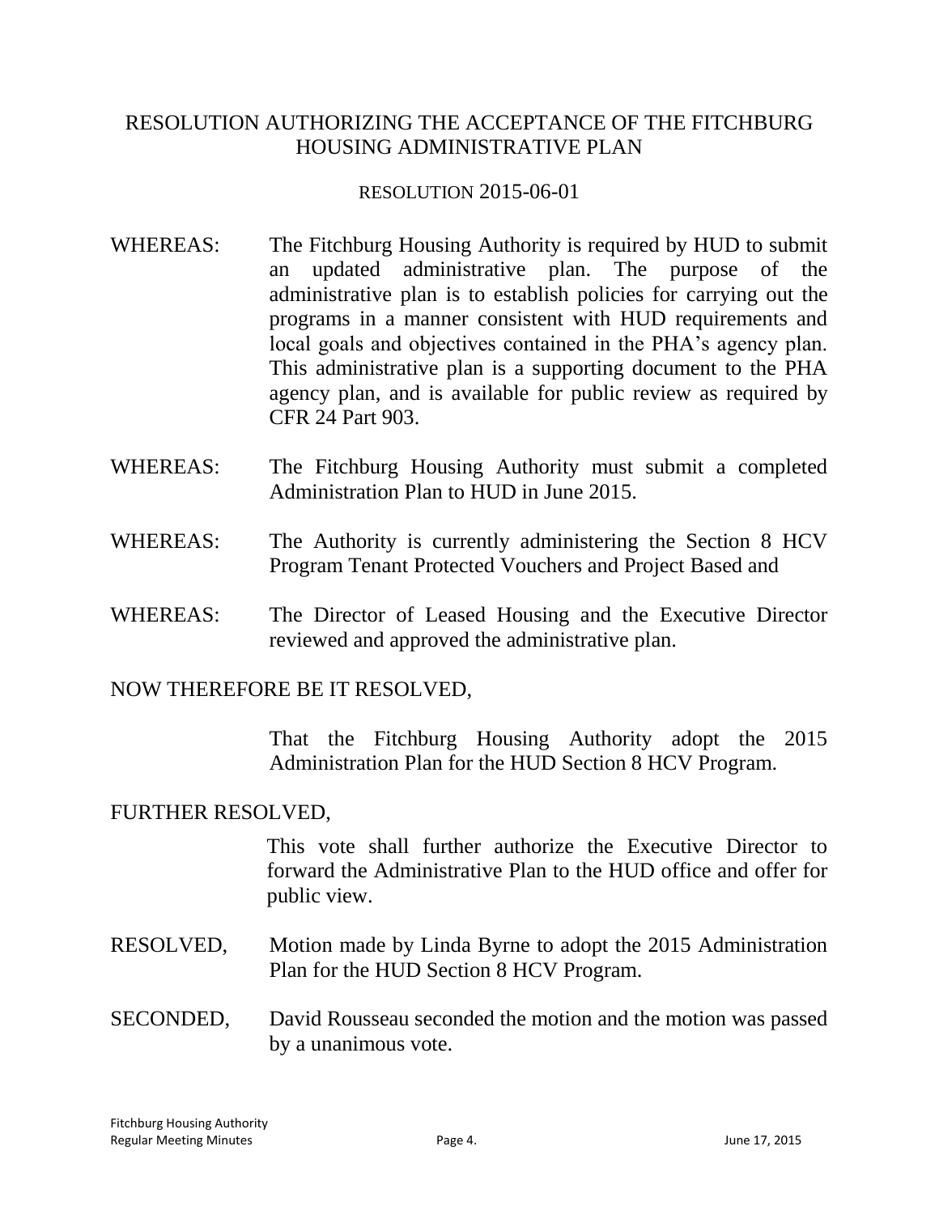# RESOLUTION AUTHORIZING THE ACCEPTANCE OF THE FITCHBURG HOUSING ADMINISTRATIVE PLAN

RESOLUTION 2015-06-01

WHEREAS: The Fitchburg Housing Authority is required by HUD to submit an updated administrative plan. The purpose of the administrative plan is to establish policies for carrying out the programs in a manner consistent with HUD requirements and local goals and objectives contained in the PHA's agency plan. This administrative plan is a supporting document to the PHA agency plan, and is available for public review as required by CFR 24 Part 903.

WHEREAS: The Fitchburg Housing Authority must submit a completed Administration Plan to HUD in June 2015.

WHEREAS: The Authority is currently administering the Section 8 HCV Program Tenant Protected Vouchers and Project Based and

WHEREAS: The Director of Leased Housing and the Executive Director reviewed and approved the administrative plan.

NOW THEREFORE BE IT RESOLVED,

That the Fitchburg Housing Authority adopt the 2015 Administration Plan for the HUD Section 8 HCV Program.

FURTHER RESOLVED,

This vote shall further authorize the Executive Director to forward the Administrative Plan to the HUD office and offer for public view.

RESOLVED, Motion made by Linda Byrne to adopt the 2015 Administration Plan for the HUD Section 8 HCV Program.

SECONDED, David Rousseau seconded the motion and the motion was passed by a unanimous vote.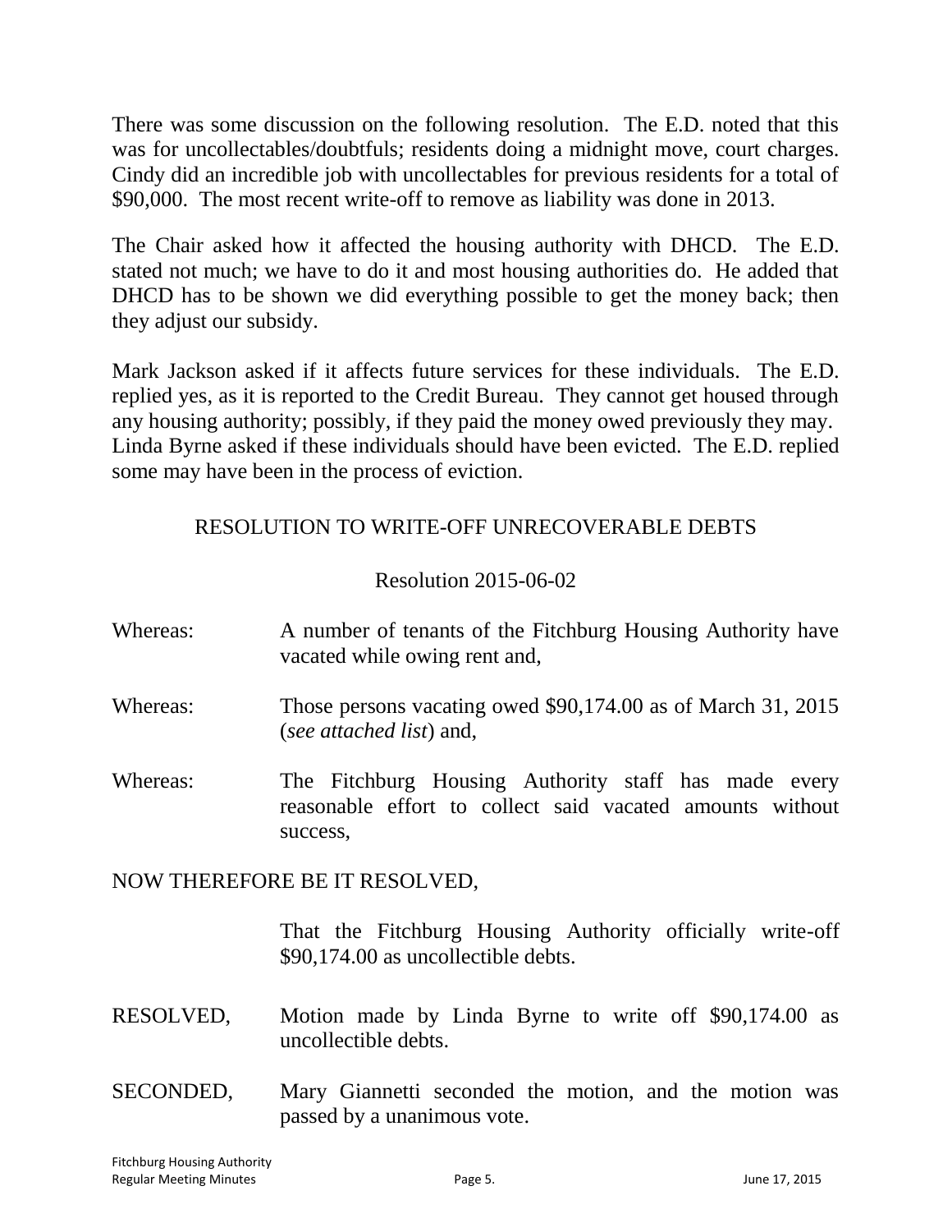There was some discussion on the following resolution. The E.D. noted that this was for uncollectables/doubtfuls; residents doing a midnight move, court charges. Cindy did an incredible job with uncollectables for previous residents for a total of $90,000. The most recent write-off to remove as liability was done in 2013.

The Chair asked how it affected the housing authority with DHCD. The E.D. stated not much; we have to do it and most housing authorities do. He added that DHCD has to be shown we did everything possible to get the money back; then they adjust our subsidy.

Mark Jackson asked if it affects future services for these individuals. The E.D. replied yes, as it is reported to the Credit Bureau. They cannot get housed through any housing authority; possibly, if they paid the money owed previously they may. Linda Byrne asked if these individuals should have been evicted. The E.D. replied some may have been in the process of eviction.

RESOLUTION TO WRITE-OFF UNRECOVERABLE DEBTS

Resolution 2015-06-02

Whereas: A number of tenants of the Fitchburg Housing Authority have vacated while owing rent and,

Whereas: Those persons vacating owed $90,174.00 as of March 31, 2015 (*see attached list*) and,

Whereas: The Fitchburg Housing Authority staff has made every reasonable effort to collect said vacated amounts without success,

NOW THEREFORE BE IT RESOLVED,

That the Fitchburg Housing Authority officially write-off $90,174.00 as uncollectible debts.

RESOLVED, Motion made by Linda Byrne to write off $90,174.00 as uncollectible debts.

SECONDED, Mary Giannetti seconded the motion, and the motion was passed by a unanimous vote.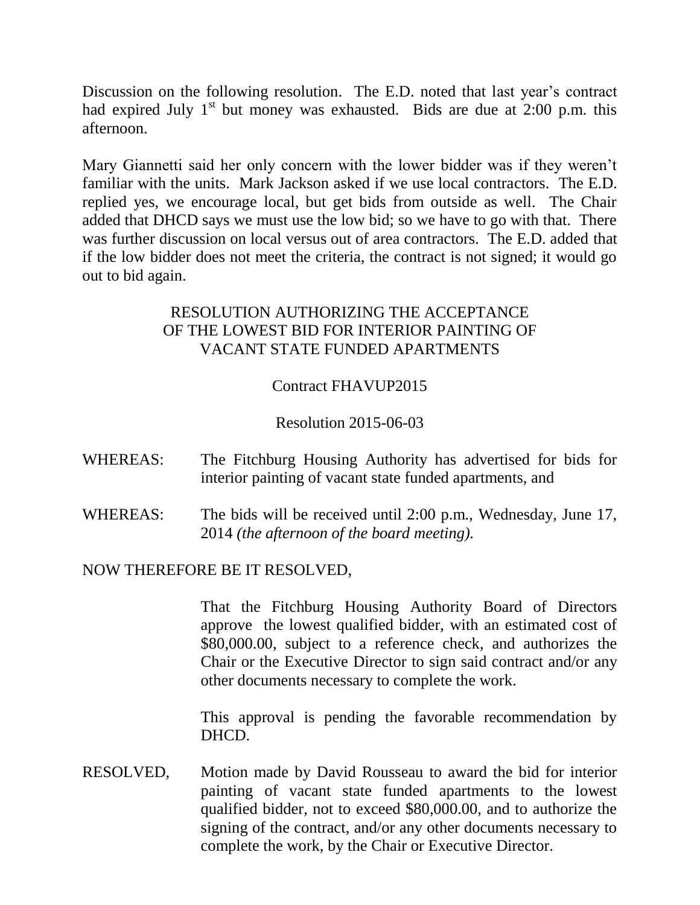Discussion on the following resolution. The E.D. noted that last year's contract had expired July 1st but money was exhausted. Bids are due at 2:00 p.m. this afternoon.

Mary Giannetti said her only concern with the lower bidder was if they weren't familiar with the units. Mark Jackson asked if we use local contractors. The E.D. replied yes, we encourage local, but get bids from outside as well. The Chair added that DHCD says we must use the low bid; so we have to go with that. There was further discussion on local versus out of area contractors. The E.D. added that if the low bidder does not meet the criteria, the contract is not signed; it would go out to bid again.

RESOLUTION AUTHORIZING THE ACCEPTANCE OF THE LOWEST BID FOR INTERIOR PAINTING OF VACANT STATE FUNDED APARTMENTS

Contract FHAVUP2015

Resolution 2015-06-03

WHEREAS: The Fitchburg Housing Authority has advertised for bids for interior painting of vacant state funded apartments, and

WHEREAS: The bids will be received until 2:00 p.m., Wednesday, June 17, 2014 *(the afternoon of the board meeting).*

NOW THEREFORE BE IT RESOLVED,

That the Fitchburg Housing Authority Board of Directors approve the lowest qualified bidder, with an estimated cost of $80,000.00, subject to a reference check, and authorizes the Chair or the Executive Director to sign said contract and/or any other documents necessary to complete the work.

This approval is pending the favorable recommendation by DHCD.

RESOLVED, Motion made by David Rousseau to award the bid for interior painting of vacant state funded apartments to the lowest qualified bidder, not to exceed $80,000.00, and to authorize the signing of the contract, and/or any other documents necessary to complete the work, by the Chair or Executive Director.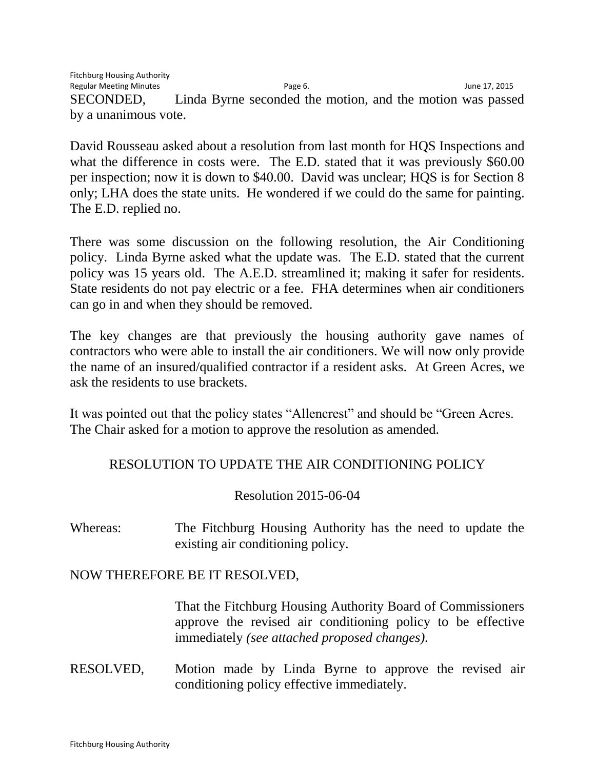SECONDED, Linda Byrne seconded the motion, and the motion was passed by a unanimous vote.

David Rousseau asked about a resolution from last month for HQS Inspections and what the difference in costs were. The E.D. stated that it was previously $60.00 per inspection; now it is down to $40.00. David was unclear; HQS is for Section 8 only; LHA does the state units. He wondered if we could do the same for painting. The E.D. replied no.

There was some discussion on the following resolution, the Air Conditioning policy. Linda Byrne asked what the update was. The E.D. stated that the current policy was 15 years old. The A.E.D. streamlined it; making it safer for residents. State residents do not pay electric or a fee. FHA determines when air conditioners can go in and when they should be removed.

The key changes are that previously the housing authority gave names of contractors who were able to install the air conditioners. We will now only provide the name of an insured/qualified contractor if a resident asks. At Green Acres, we ask the residents to use brackets.

It was pointed out that the policy states "Allencrest" and should be "Green Acres. The Chair asked for a motion to approve the resolution as amended.

RESOLUTION TO UPDATE THE AIR CONDITIONING POLICY

Resolution 2015-06-04

Whereas: The Fitchburg Housing Authority has the need to update the existing air conditioning policy.

NOW THEREFORE BE IT RESOLVED,

That the Fitchburg Housing Authority Board of Commissioners approve the revised air conditioning policy to be effective immediately *(see attached proposed changes).*

RESOLVED, Motion made by Linda Byrne to approve the revised air conditioning policy effective immediately.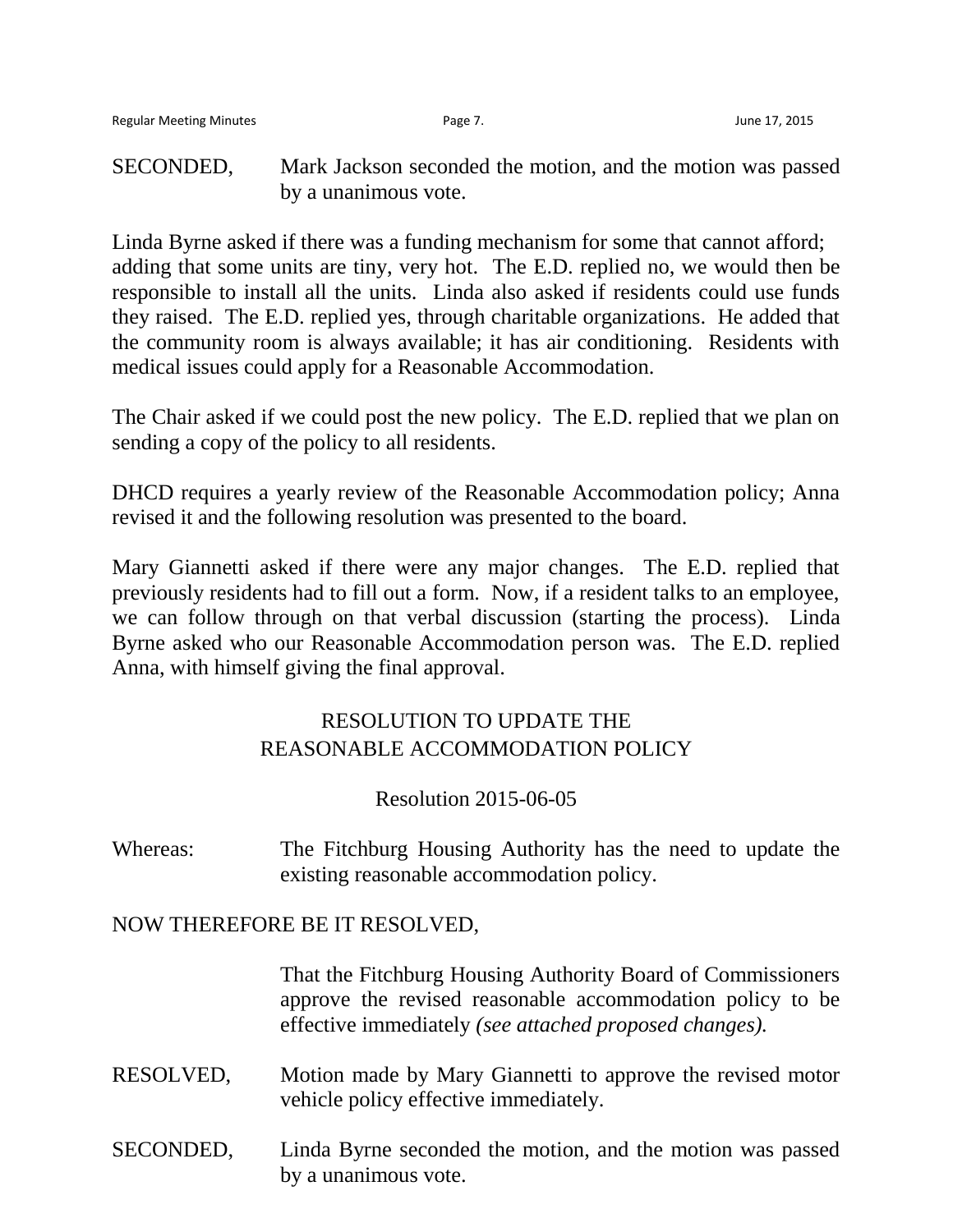SECONDED, Mark Jackson seconded the motion, and the motion was passed by a unanimous vote.

Linda Byrne asked if there was a funding mechanism for some that cannot afford; adding that some units are tiny, very hot. The E.D. replied no, we would then be responsible to install all the units. Linda also asked if residents could use funds they raised. The E.D. replied yes, through charitable organizations. He added that the community room is always available; it has air conditioning. Residents with medical issues could apply for a Reasonable Accommodation.

The Chair asked if we could post the new policy. The E.D. replied that we plan on sending a copy of the policy to all residents.

DHCD requires a yearly review of the Reasonable Accommodation policy; Anna revised it and the following resolution was presented to the board.

Mary Giannetti asked if there were any major changes. The E.D. replied that previously residents had to fill out a form. Now, if a resident talks to an employee, we can follow through on that verbal discussion (starting the process). Linda Byrne asked who our Reasonable Accommodation person was. The E.D. replied Anna, with himself giving the final approval.

RESOLUTION TO UPDATE THE REASONABLE ACCOMMODATION POLICY

Resolution 2015-06-05

Whereas: The Fitchburg Housing Authority has the need to update the existing reasonable accommodation policy.

NOW THEREFORE BE IT RESOLVED,

That the Fitchburg Housing Authority Board of Commissioners approve the revised reasonable accommodation policy to be effective immediately *(see attached proposed changes).*

RESOLVED, Motion made by Mary Giannetti to approve the revised motor vehicle policy effective immediately.

SECONDED, Linda Byrne seconded the motion, and the motion was passed by a unanimous vote.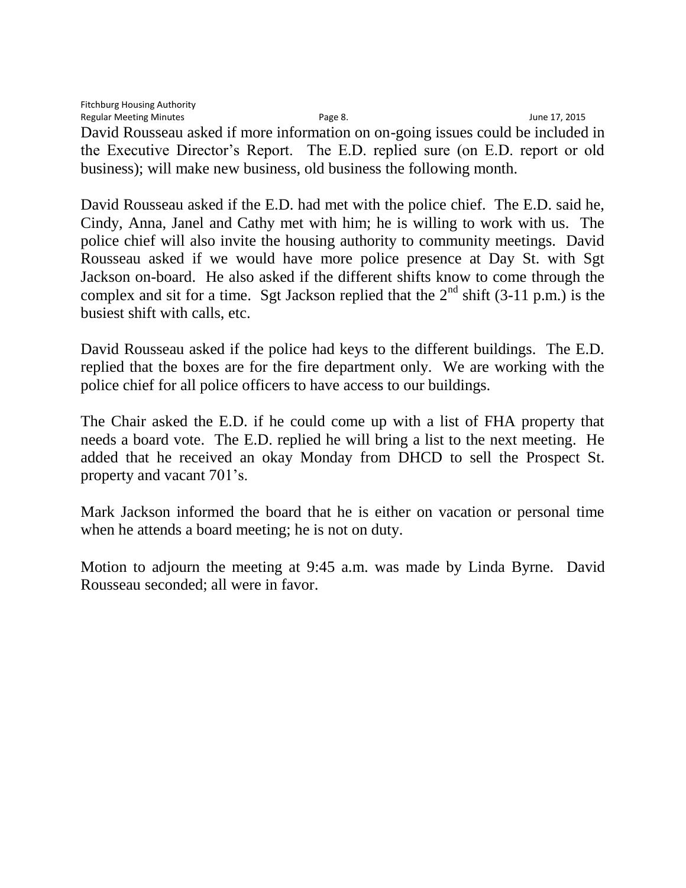David Rousseau asked if more information on on-going issues could be included in the Executive Director's Report. The E.D. replied sure (on E.D. report or old business); will make new business, old business the following month.

David Rousseau asked if the E.D. had met with the police chief. The E.D. said he, Cindy, Anna, Janel and Cathy met with him; he is willing to work with us. The police chief will also invite the housing authority to community meetings. David Rousseau asked if we would have more police presence at Day St. with Sgt Jackson on-board. He also asked if the different shifts know to come through the complex and sit for a time. Sgt Jackson replied that the 2nd shift (3-11 p.m.) is the busiest shift with calls, etc.

David Rousseau asked if the police had keys to the different buildings. The E.D. replied that the boxes are for the fire department only. We are working with the police chief for all police officers to have access to our buildings.

The Chair asked the E.D. if he could come up with a list of FHA property that needs a board vote. The E.D. replied he will bring a list to the next meeting. He added that he received an okay Monday from DHCD to sell the Prospect St. property and vacant 701's.

Mark Jackson informed the board that he is either on vacation or personal time when he attends a board meeting; he is not on duty.

Motion to adjourn the meeting at 9:45 a.m. was made by Linda Byrne. David Rousseau seconded; all were in favor.